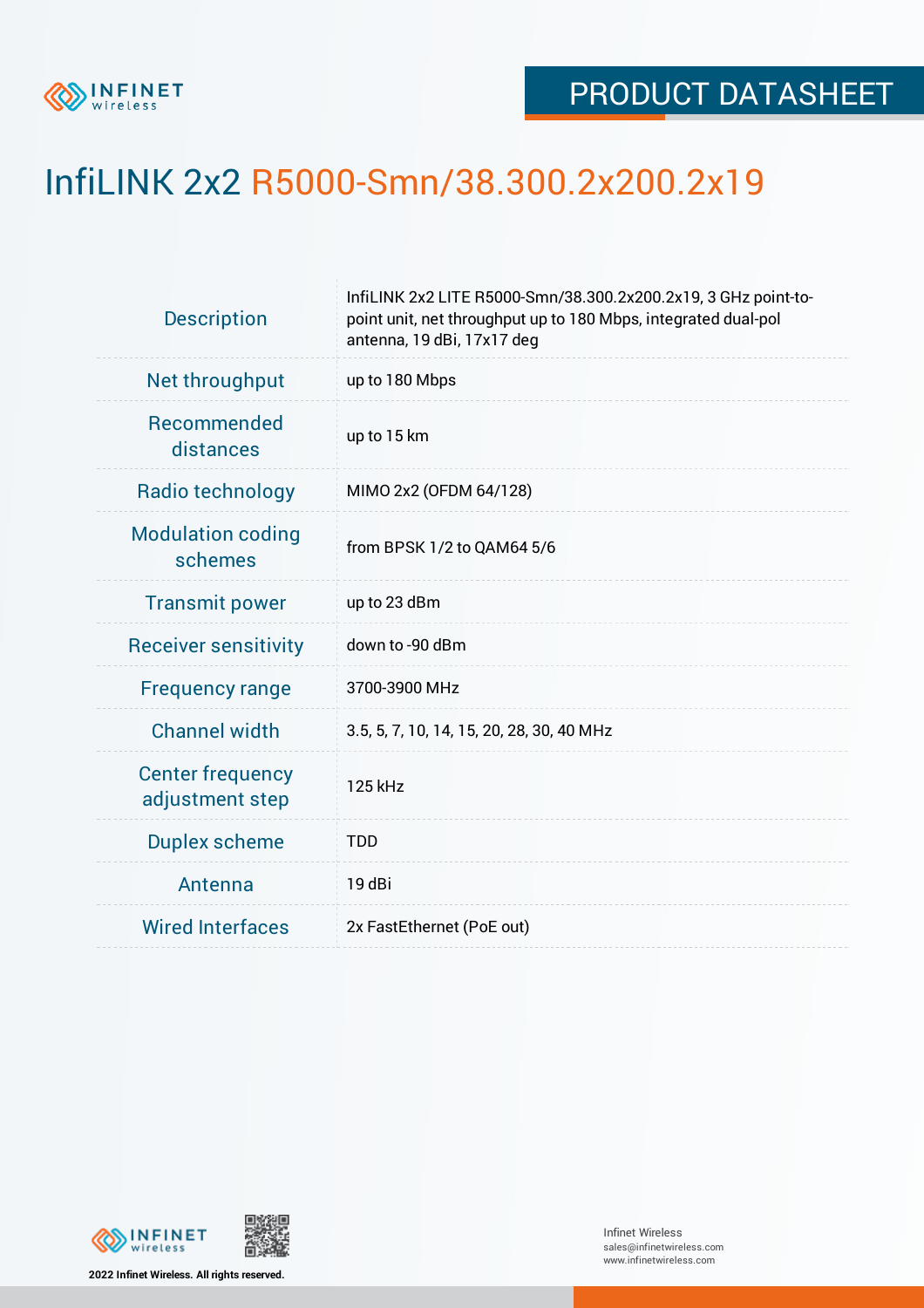PRODUCT DATASHEET

# InfiLINK 2x2 R5000-Smn/38.300.2x200.2x19

| | |
|---|---|
| Description | InfiLINK 2x2 LITE R5000-Smn/38.300.2x200.2x19, 3 GHz point-to-point unit, net throughput up to 180 Mbps, integrated dual-pol antenna, 19 dBi, 17x17 deg |
| Net throughput | up to 180 Mbps |
| Recommended distances | up to 15 km |
| Radio technology | MIMO 2x2 (OFDM 64/128) |
| Modulation coding schemes | from BPSK 1/2 to QAM64 5/6 |
| Transmit power | up to 23 dBm |
| Receiver sensitivity | down to -90 dBm |
| Frequency range | 3700-3900 MHz |
| Channel width | 3.5, 5, 7, 10, 14, 15, 20, 28, 30, 40 MHz |
| Center frequency adjustment step | 125 kHz |
| Duplex scheme | TDD |
| Antenna | 19 dBi |
| Wired Interfaces | 2x FastEthernet (PoE out) |

2022 Infinet Wireless. All rights reserved.

Infinet Wireless
sales@infinetwireless.com
www.infinetwireless.com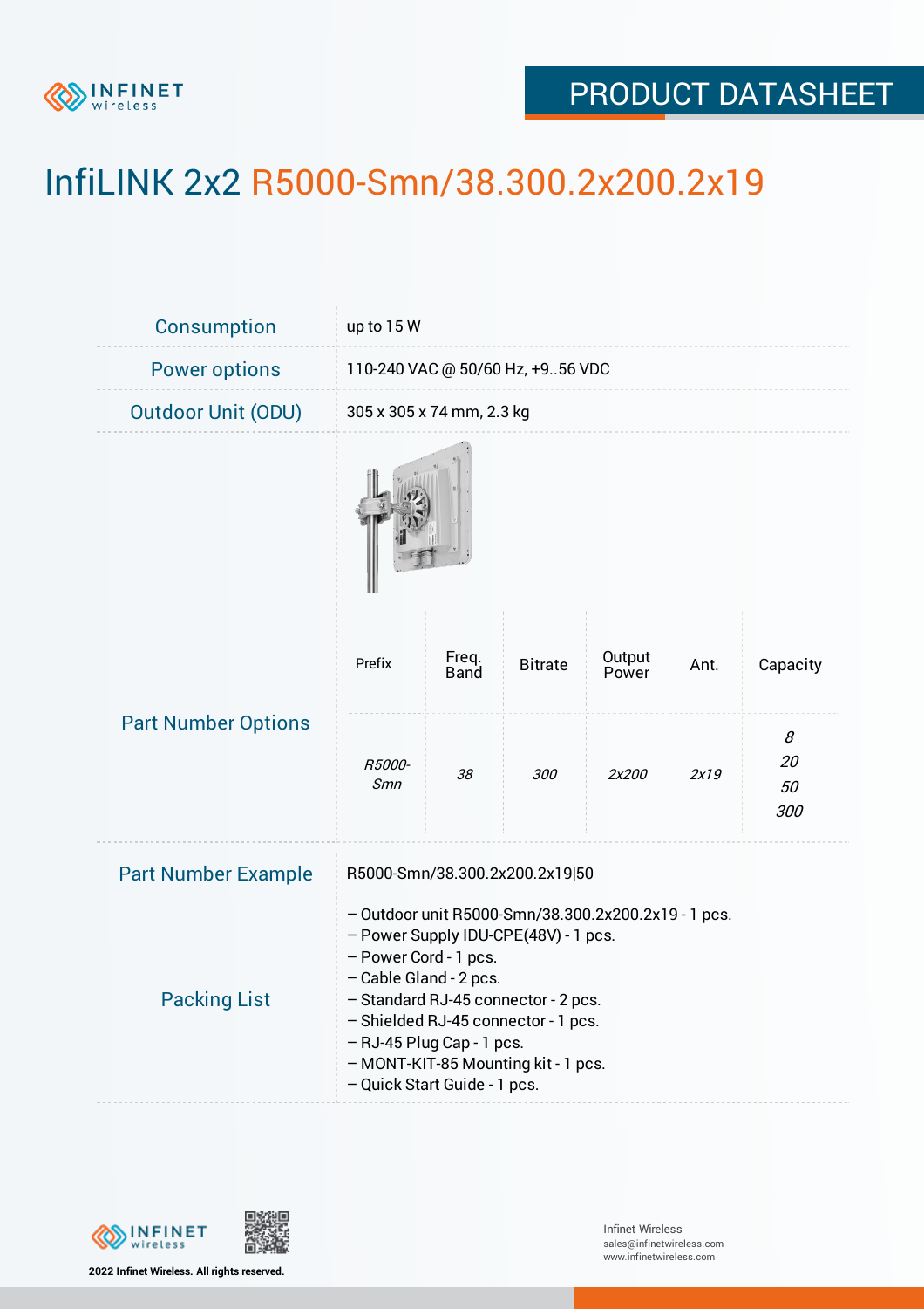# InfiLINK 2x2 R5000-Smn/38.300.2x200.2x19

| | |
|---|---|
| Consumption | up to 15 W |
| Power options | 110-240 VAC @ 50/60 Hz, +9..56 VDC |
| Outdoor Unit (ODU) | 305 x 305 x 74 mm, 2.3 kg |

## Part Number Options

| Prefix | Freq. Band | Bitrate | Output Power | Ant. | Capacity |
|---|---|---|---|---|---|
| *R5000-Smn* | *38* | *300* | *2x200* | *2x19* | *8*<br>*20*<br>*50*<br>*300* |

## Part Number Example

R5000-Smn/38.300.2x200.2x19|50

## Packing List

- Outdoor unit R5000-Smn/38.300.2x200.2x19 - 1 pcs.
- Power Supply IDU-CPE(48V) - 1 pcs.
- Power Cord - 1 pcs.
- Cable Gland - 2 pcs.
- Standard RJ-45 connector - 2 pcs.
- Shielded RJ-45 connector - 1 pcs.
- RJ-45 Plug Cap - 1 pcs.
- MONT-KIT-85 Mounting kit - 1 pcs.
- Quick Start Guide - 1 pcs.

2022 Infinet Wireless. All rights reserved.

Infinet Wireless
sales@infinetwireless.com
www.infinetwireless.com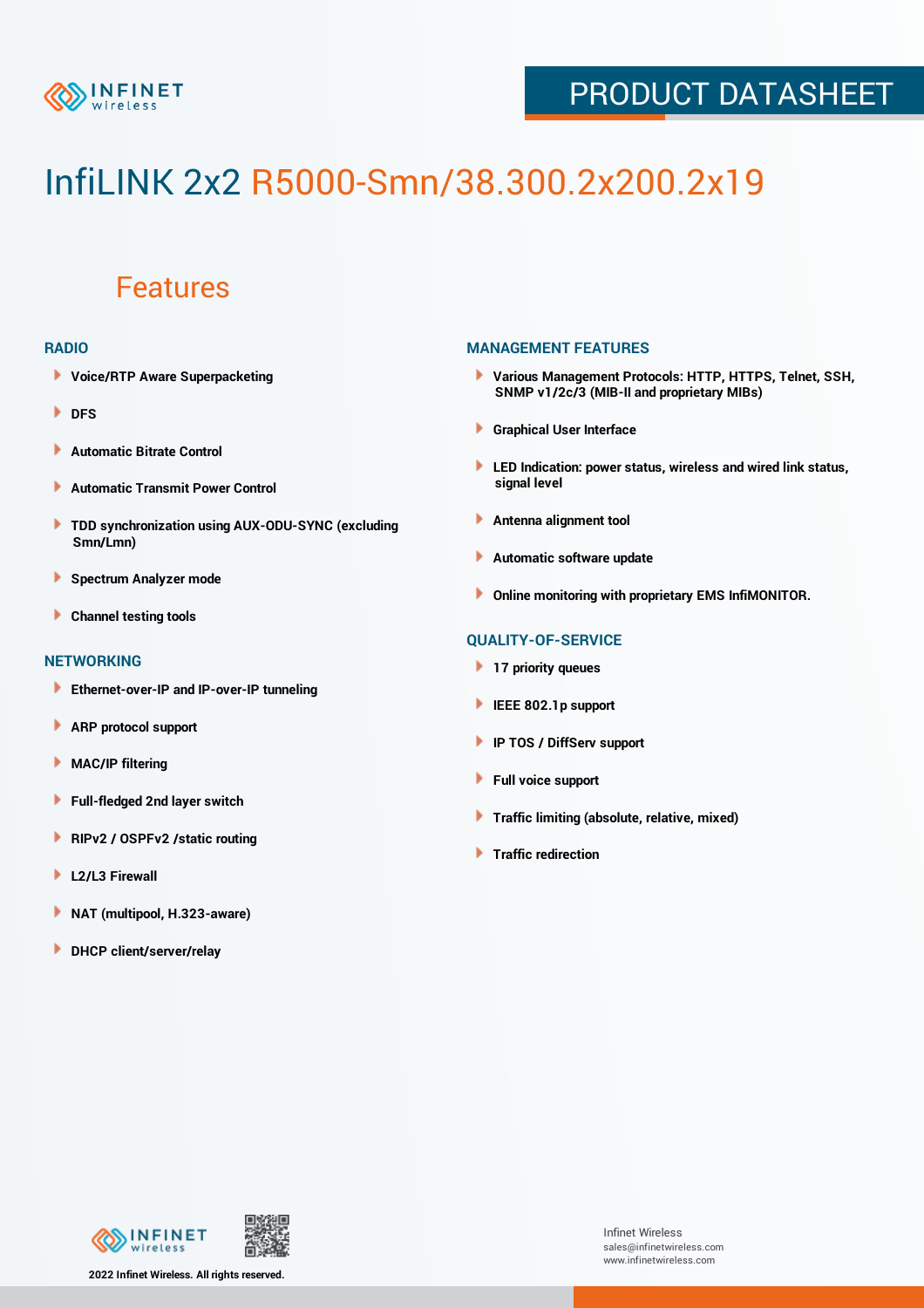# InfiLINK 2x2 R5000-Smn/38.300.2x200.2x19

## Features

### RADIO

- Voice/RTP Aware Superpacketing
- DFS
- Automatic Bitrate Control
- Automatic Transmit Power Control
- TDD synchronization using AUX-ODU-SYNC (excluding Smn/Lmn)
- Spectrum Analyzer mode
- Channel testing tools

### NETWORKING

- Ethernet-over-IP and IP-over-IP tunneling
- ARP protocol support
- MAC/IP filtering
- Full-fledged 2nd layer switch
- RIPv2 / OSPFv2 /static routing
- L2/L3 Firewall
- NAT (multipool, H.323-aware)
- DHCP client/server/relay

### MANAGEMENT FEATURES

- Various Management Protocols: HTTP, HTTPS, Telnet, SSH, SNMP v1/2c/3 (MIB-II and proprietary MIBs)
- Graphical User Interface
- LED Indication: power status, wireless and wired link status, signal level
- Antenna alignment tool
- Automatic software update
- Online monitoring with proprietary EMS InfiMONITOR.

### QUALITY-OF-SERVICE

- 17 priority queues
- IEEE 802.1p support
- IP TOS / DiffServ support
- Full voice support
- Traffic limiting (absolute, relative, mixed)
- Traffic redirection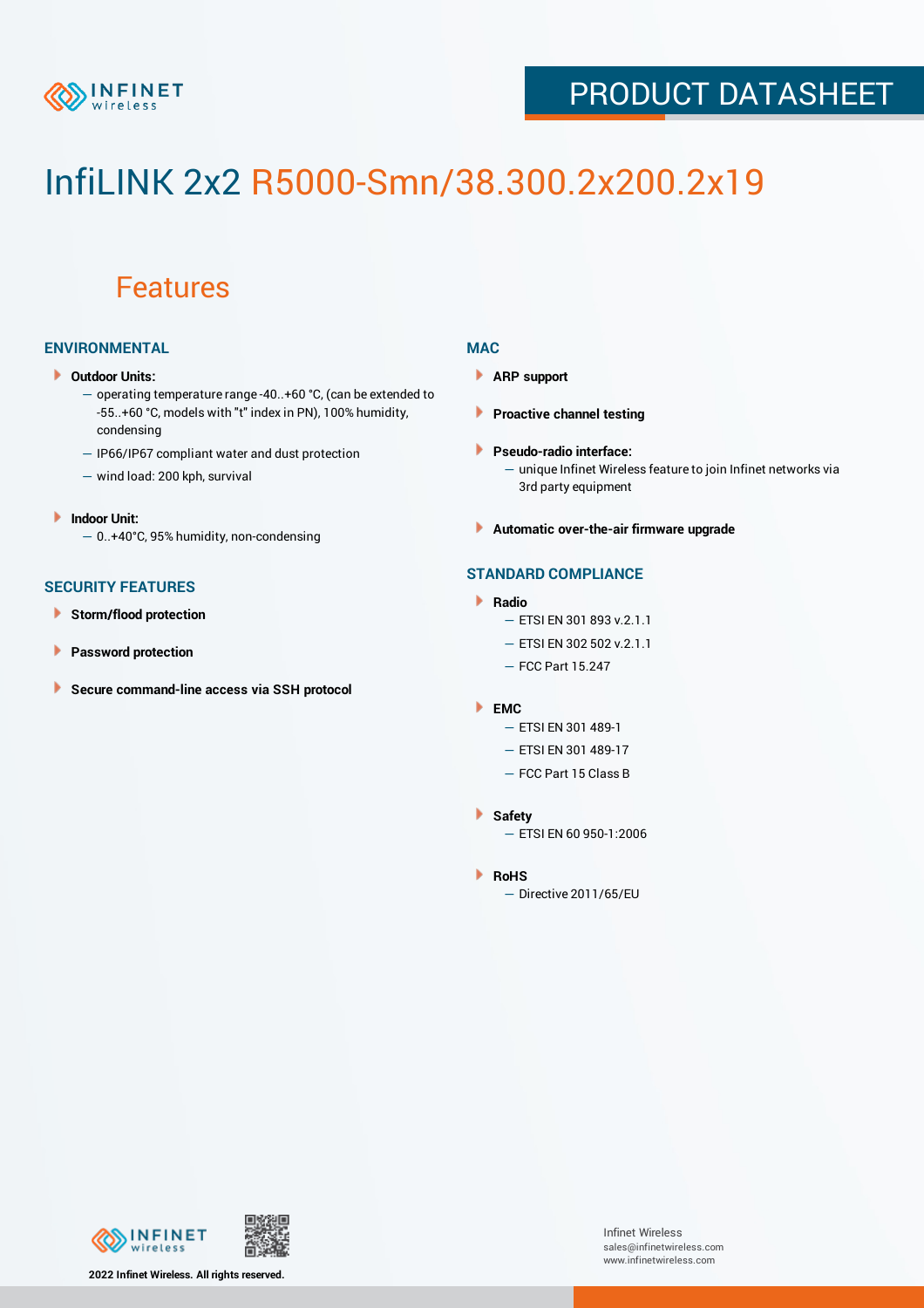# InfiLINK 2x2 R5000-Smn/38.300.2x200.2x19

## Features

### ENVIRONMENTAL

- **Outdoor Units:**
  - operating temperature range -40..+60 °C, (can be extended to -55..+60 °C, models with "t" index in PN), 100% humidity, condensing
  - IP66/IP67 compliant water and dust protection
  - wind load: 200 kph, survival
- **Indoor Unit:**
  - 0..+40°C, 95% humidity, non-condensing

### SECURITY FEATURES

- **Storm/flood protection**
- **Password protection**
- **Secure command-line access via SSH protocol**

### MAC

- **ARP support**
- **Proactive channel testing**
- **Pseudo-radio interface:**
  - unique Infinet Wireless feature to join Infinet networks via 3rd party equipment
- **Automatic over-the-air firmware upgrade**

### STANDARD COMPLIANCE

- **Radio**
  - ETSI EN 301 893 v.2.1.1
  - ETSI EN 302 502 v.2.1.1
  - FCC Part 15.247
- **EMC**
  - ETSI EN 301 489-1
  - ETSI EN 301 489-17
  - FCC Part 15 Class B
- **Safety**
  - ETSI EN 60 950-1:2006
- **RoHS**
  - Directive 2011/65/EU

2022 Infinet Wireless. All rights reserved.

Infinet Wireless
sales@infinetwireless.com
www.infinetwireless.com